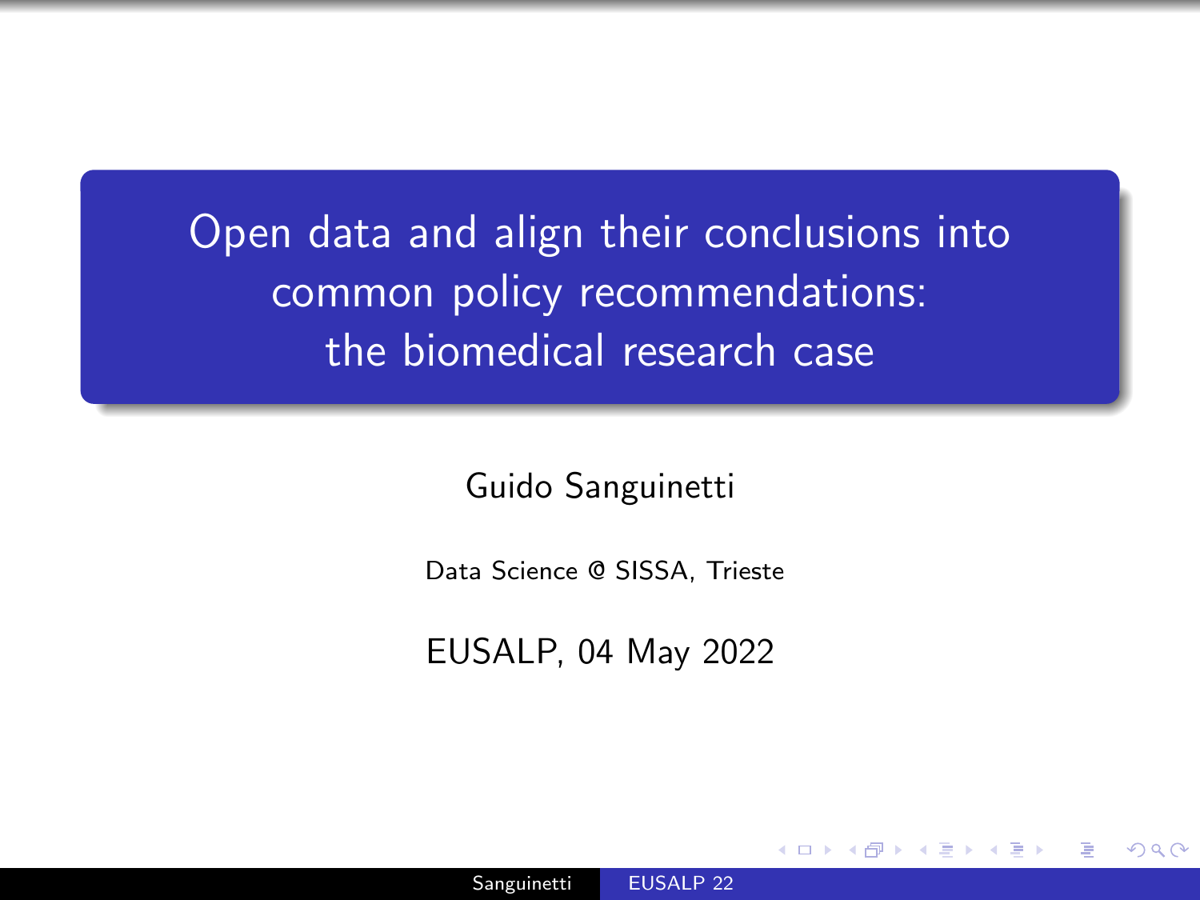# Open data and align their conclusions into common policy recommendations: the biomedical research case

Guido Sanguinetti

Data Science @ SISSA, Trieste

EUSALP, 04 May 2022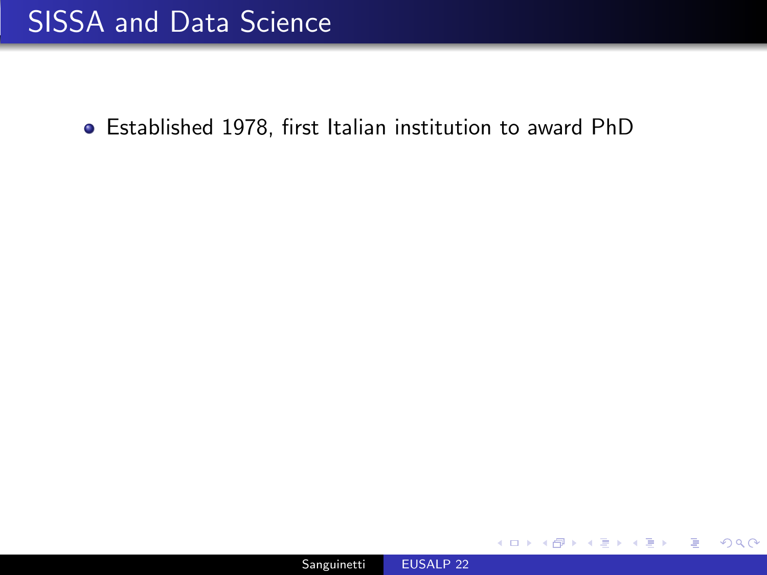# SISSA and Data Science

- Established 1978, first Italian institution to award PhD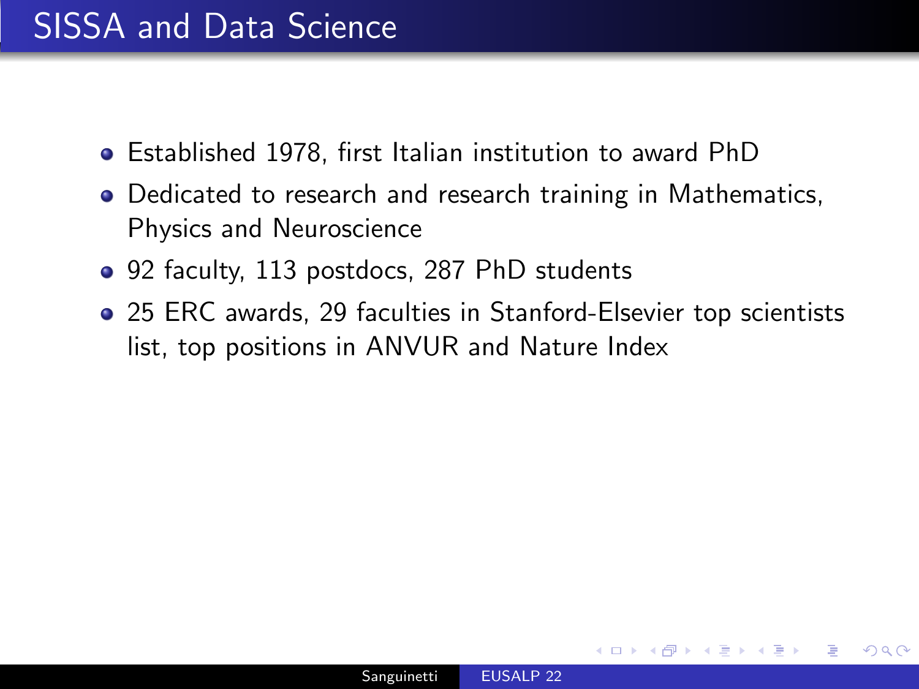# SISSA and Data Science

- Established 1978, first Italian institution to award PhD
- Dedicated to research and research training in Mathematics, Physics and Neuroscience
- 92 faculty, 113 postdocs, 287 PhD students
- 25 ERC awards, 29 faculties in Stanford-Elsevier top scientists list, top positions in ANVUR and Nature Index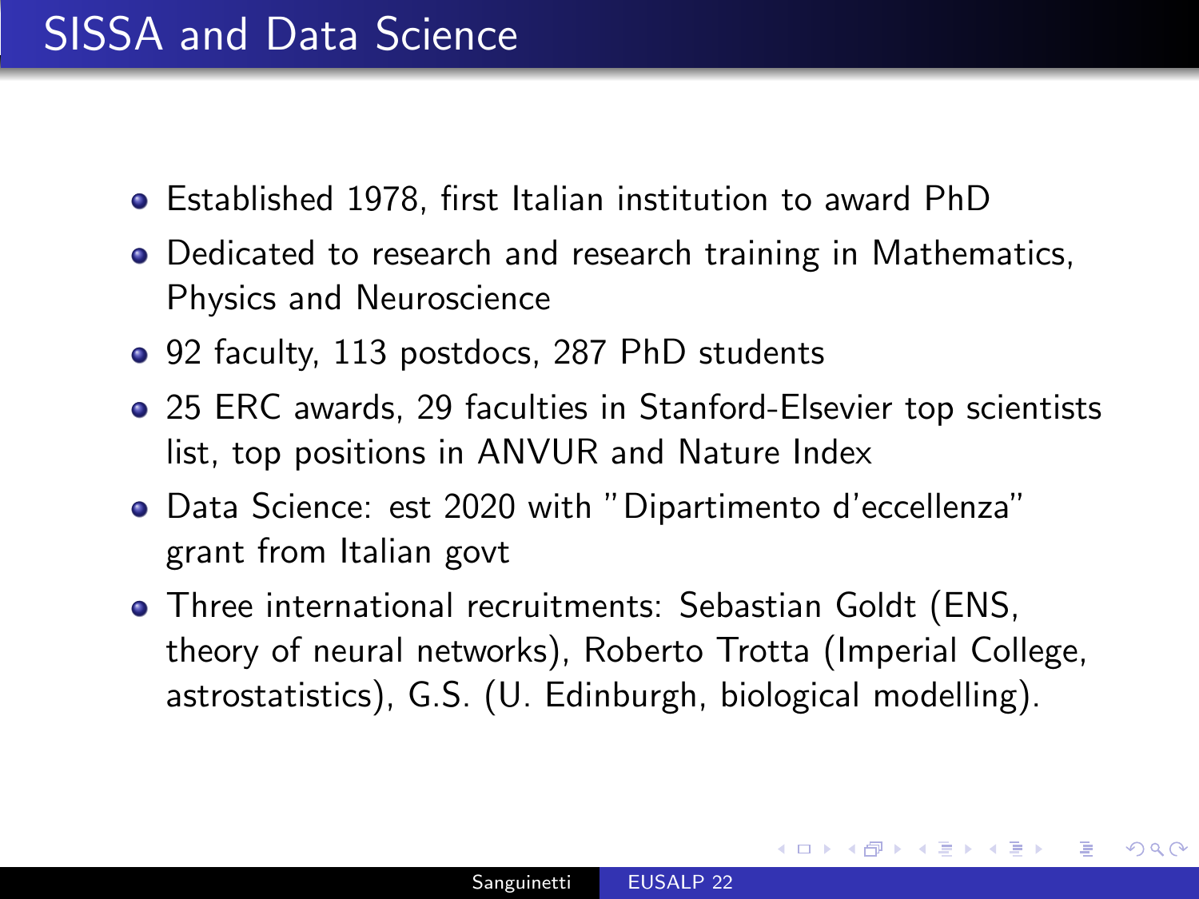# SISSA and Data Science

- Established 1978, first Italian institution to award PhD
- Dedicated to research and research training in Mathematics, Physics and Neuroscience
- 92 faculty, 113 postdocs, 287 PhD students
- 25 ERC awards, 29 faculties in Stanford-Elsevier top scientists list, top positions in ANVUR and Nature Index
- Data Science: est 2020 with "Dipartimento d'eccellenza" grant from Italian govt
- Three international recruitments: Sebastian Goldt (ENS, theory of neural networks), Roberto Trotta (Imperial College, astrostatistics), G.S. (U. Edinburgh, biological modelling).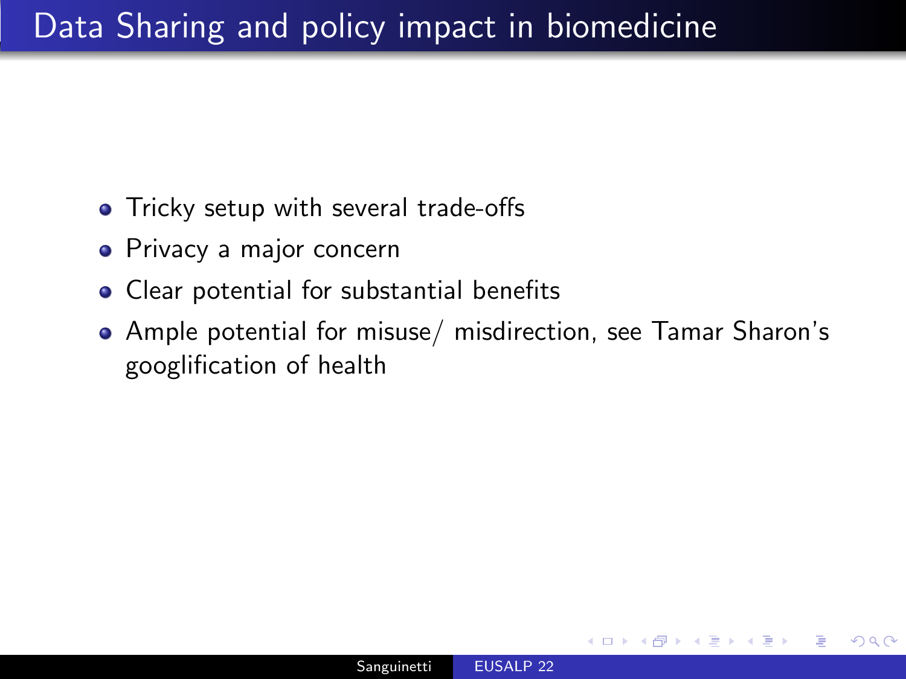# Data Sharing and policy impact in biomedicine

- Tricky setup with several trade-offs
- Privacy a major concern
- Clear potential for substantial benefits
- Ample potential for misuse/ misdirection, see Tamar Sharon's googlification of health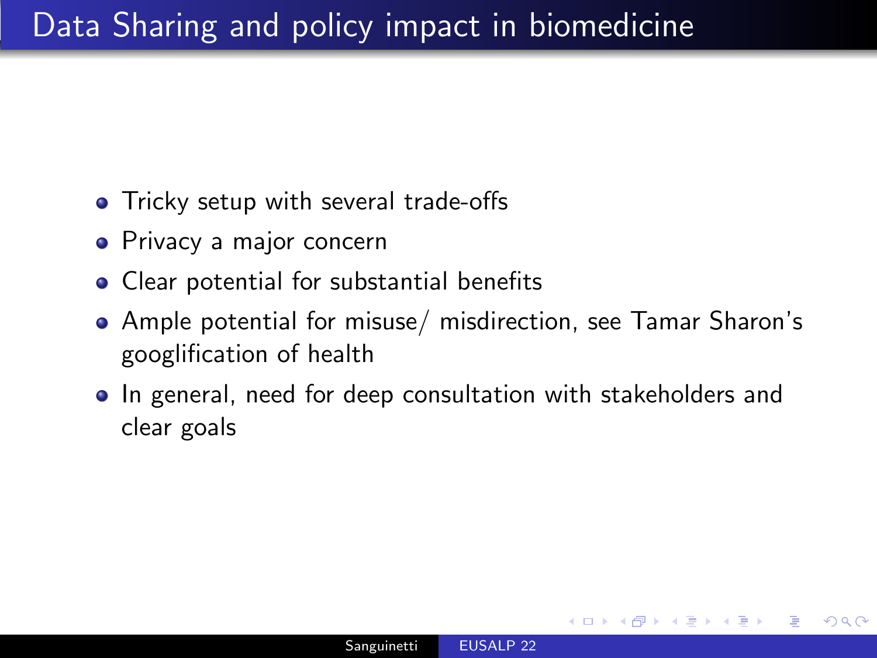# Data Sharing and policy impact in biomedicine

- Tricky setup with several trade-offs
- Privacy a major concern
- Clear potential for substantial benefits
- Ample potential for misuse/ misdirection, see Tamar Sharon's googlification of health
- In general, need for deep consultation with stakeholders and clear goals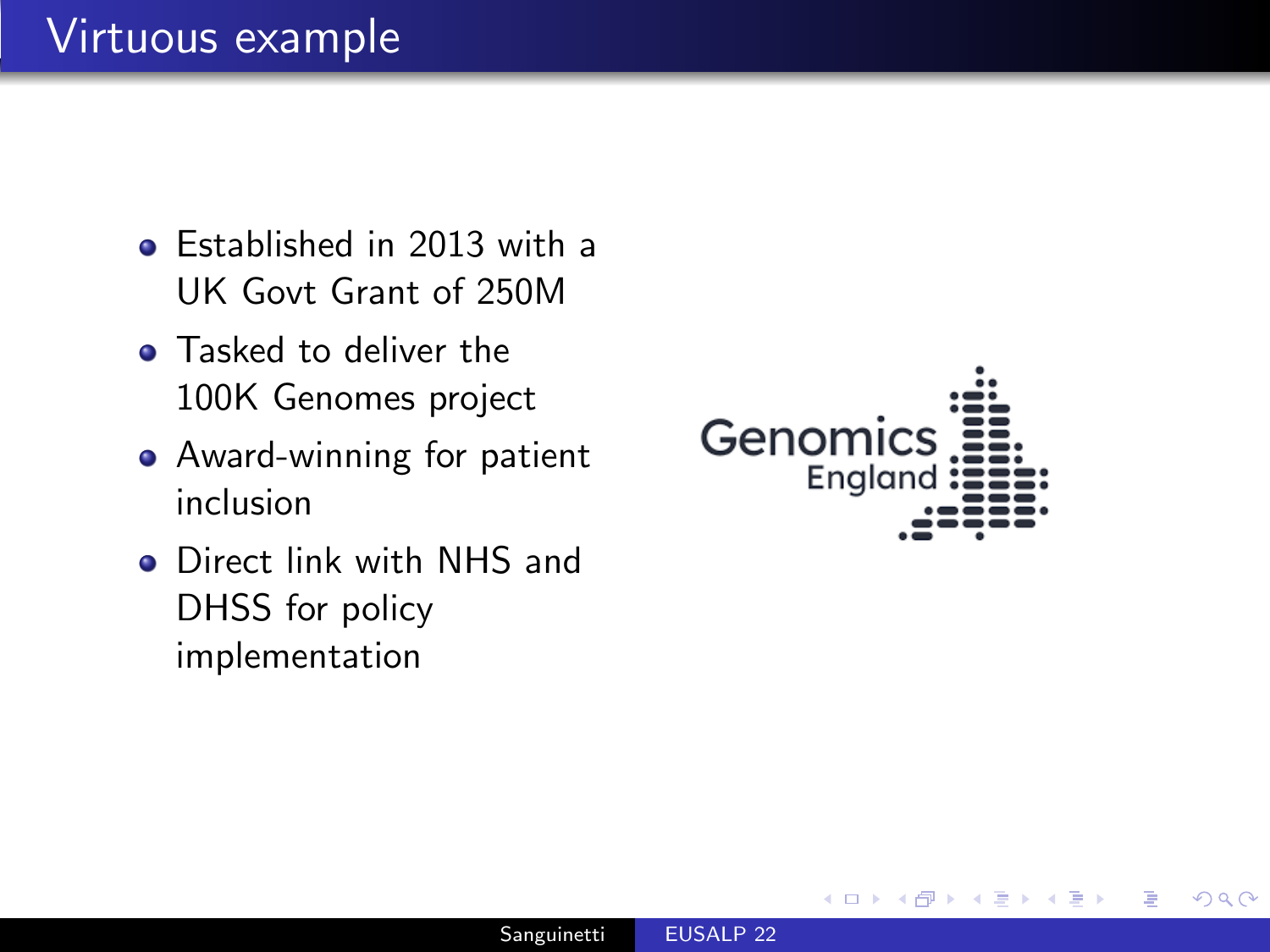# Virtuous example

- Established in 2013 with a UK Govt Grant of 250M
- Tasked to deliver the 100K Genomes project
- Award-winning for patient inclusion
- Direct link with NHS and DHSS for policy implementation

Genomics England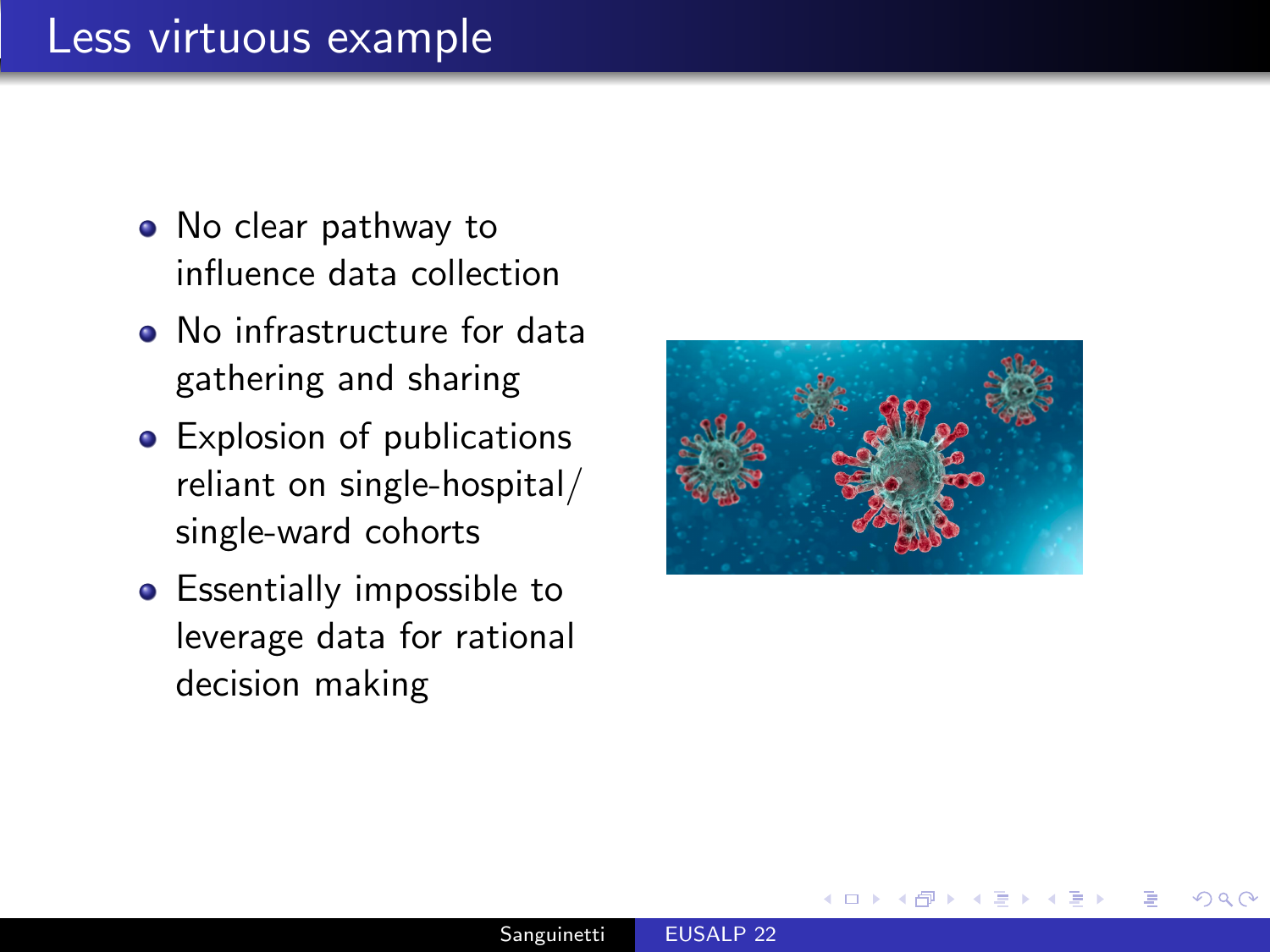# Less virtuous example

- No clear pathway to influence data collection
- No infrastructure for data gathering and sharing
- Explosion of publications reliant on single-hospital/ single-ward cohorts
- Essentially impossible to leverage data for rational decision making